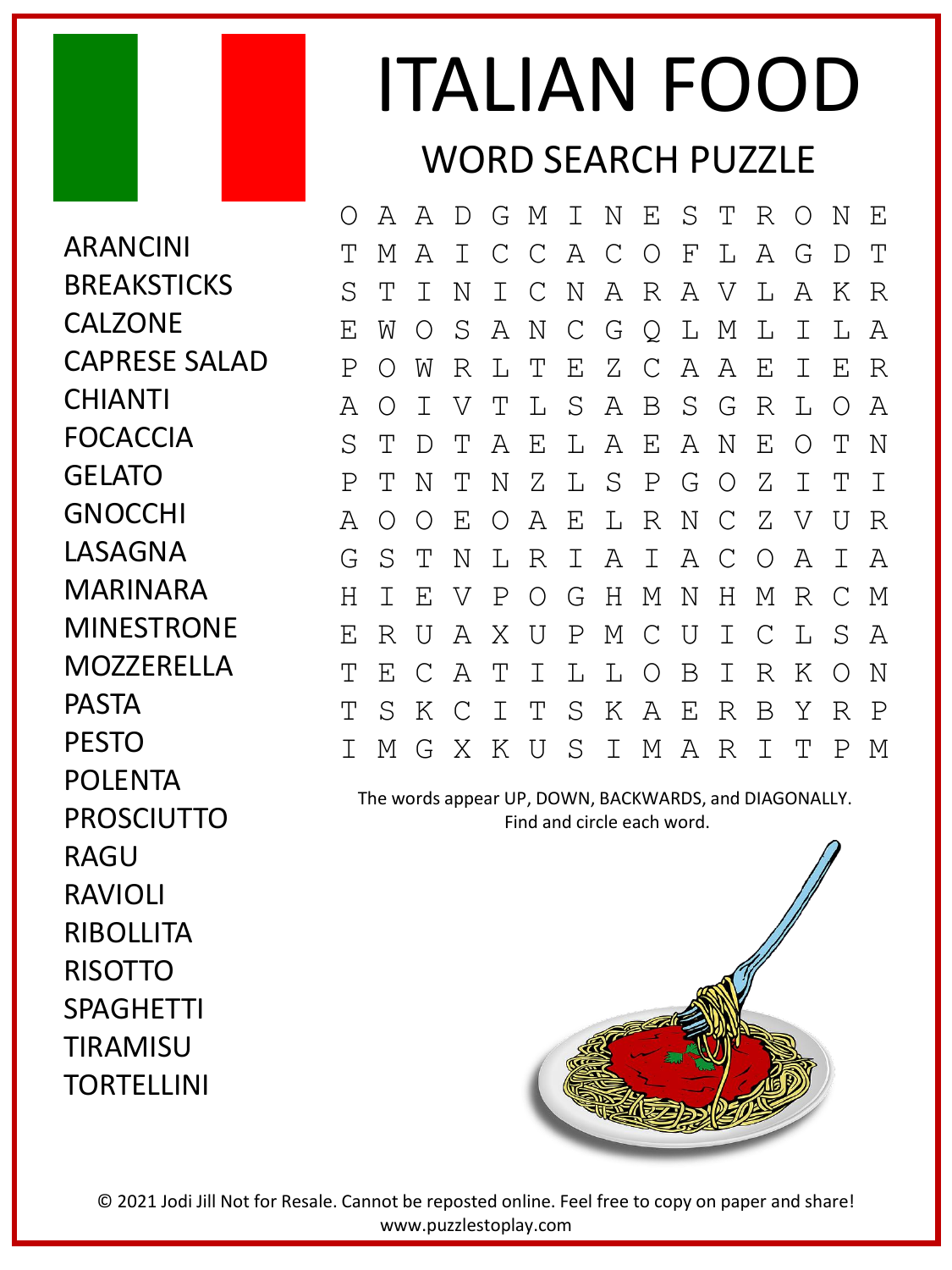# ITALIAN FOOD

## WORD SEARCH PUZZLE

- ARANCINI
- BREAKSTICKS
- CALZONE
- CAPRESE SALAD
- CHIANTI
- FOCACCIA
- GELATO
- GNOCCHI
- LASAGNA
- MARINARA
- MINESTRONE
- MOZZERELLA
- PASTA
- PESTO
- POLENTA
- PROSCIUTTO
- RAGU
- RAVIOLI
- RIBOLLITA
- RISOTTO
- SPAGHETTI
- TIRAMISU
- TORTELLINI

```
O A A D G M I N E S T R O N E
T M A I C C A C O F L A G D T
S T I N I C N A R A V L A K R
E W O S A N C G Q L M L I L A
P O W R L T E Z C A A E I E R
A O I V T L S A B S G R L O A
S T D T A E L A E A N E O T N
P T N T N Z L S P G O Z I T I
A O O E O A E L R N C Z V U R
G S T N L R I A I A C O A I A
H I E V P O G H M N H M R C M
E R U A X U P M C U I C L S A
T E C A T I L L O B I R K O N
T S K C I T S K A E R B Y R P
I M G X K U S I M A R I T P M
```

The words appear UP, DOWN, BACKWARDS, and DIAGONALLY.
Find and circle each word.

© 2021 Jodi Jill Not for Resale. Cannot be reposted online. Feel free to copy on paper and share!
www.puzzlestoplay.com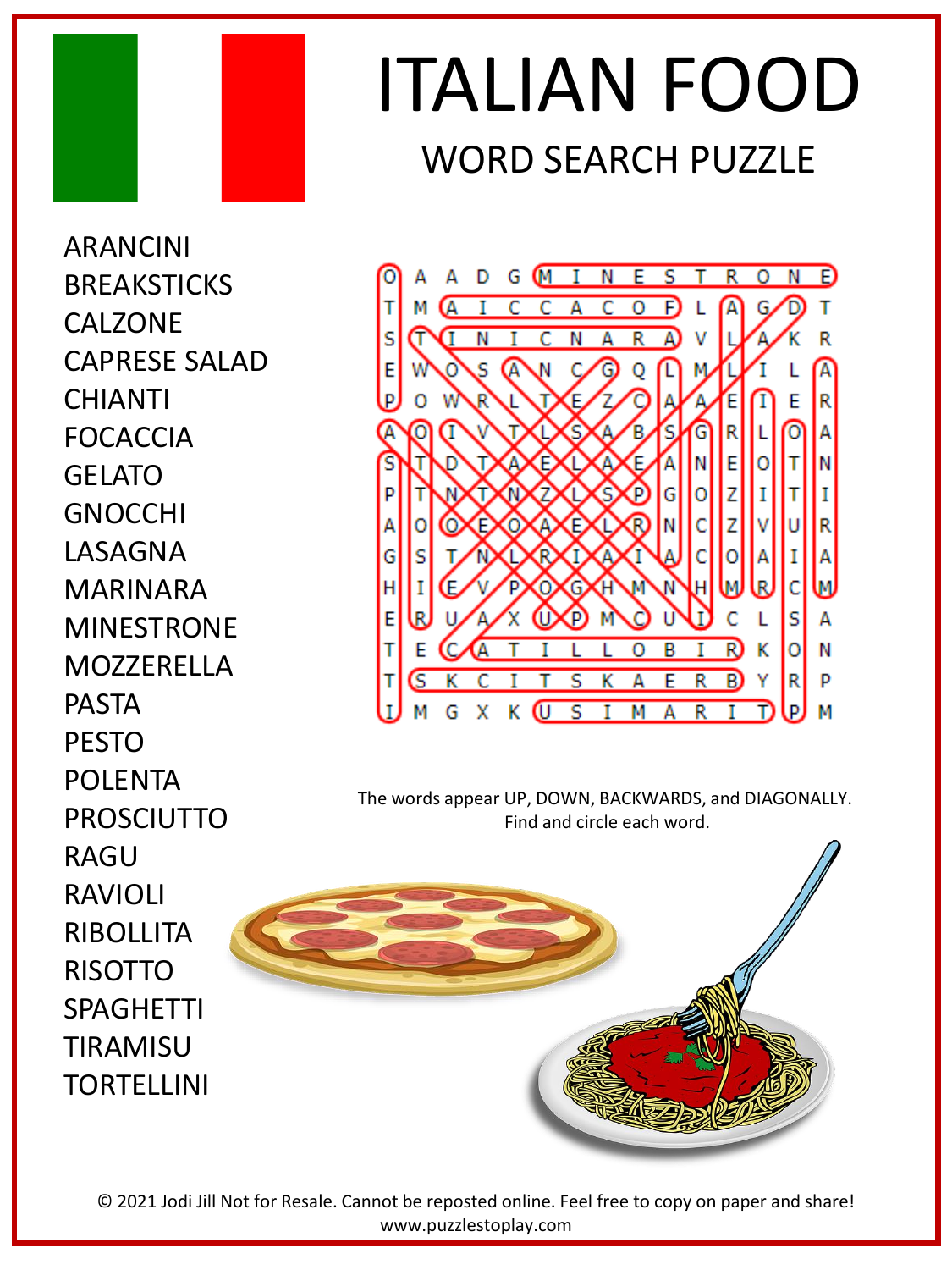# ITALIAN FOOD

## WORD SEARCH PUZZLE

ARANCINI
BREAKSTICKS
CALZONE
CAPRESE SALAD
CHIANTI
FOCACCIA
GELATO
GNOCCHI
LASAGNA
MARINARA
MINESTRONE
MOZZERELLA
PASTA
PESTO
POLENTA
PROSCIUTTO
RAGU
RAVIOLI
RIBOLLITA
RISOTTO
SPAGHETTI
TIRAMISU
TORTELLINI

| | | | | | | | | | | | | | |
|---|---|---|---|---|---|---|---|---|---|---|---|---|---|
| O | A | A | D | G | M | I | N | E | S | T | R | O | N | E |
| T | M | A | I | C | C | A | C | O | F | L | A | G | D | T |
| S | T | I | N | I | C | N | A | R | A | V | L | A | K | R |
| E | W | O | S | A | N | C | G | Q | L | M | L | I | L | A |
| P | O | W | R | L | T | E | Z | C | A | A | E | I | E | R |
| A | O | I | V | T | L | S | A | B | S | G | R | L | O | A |
| S | T | D | T | A | E | L | A | E | A | N | E | O | T | N |
| P | T | N | T | N | Z | L | S | P | G | O | Z | I | T | I |
| A | O | O | E | O | A | E | L | R | N | C | Z | V | U | R |
| G | S | T | N | L | R | I | A | I | A | C | O | A | I | A |
| H | I | E | V | P | O | G | H | M | N | H | M | R | C | M |
| E | R | U | A | X | U | P | M | C | U | I | C | L | S | A |
| T | E | C | A | T | I | L | L | O | B | I | R | K | O | N |
| T | S | K | C | I | T | S | K | A | E | R | B | Y | R | P |
| I | M | G | X | K | U | S | I | M | A | R | I | T | P | M |

The words appear UP, DOWN, BACKWARDS, and DIAGONALLY.
Find and circle each word.

© 2021 Jodi Jill Not for Resale. Cannot be reposted online. Feel free to copy on paper and share!
www.puzzlestoplay.com